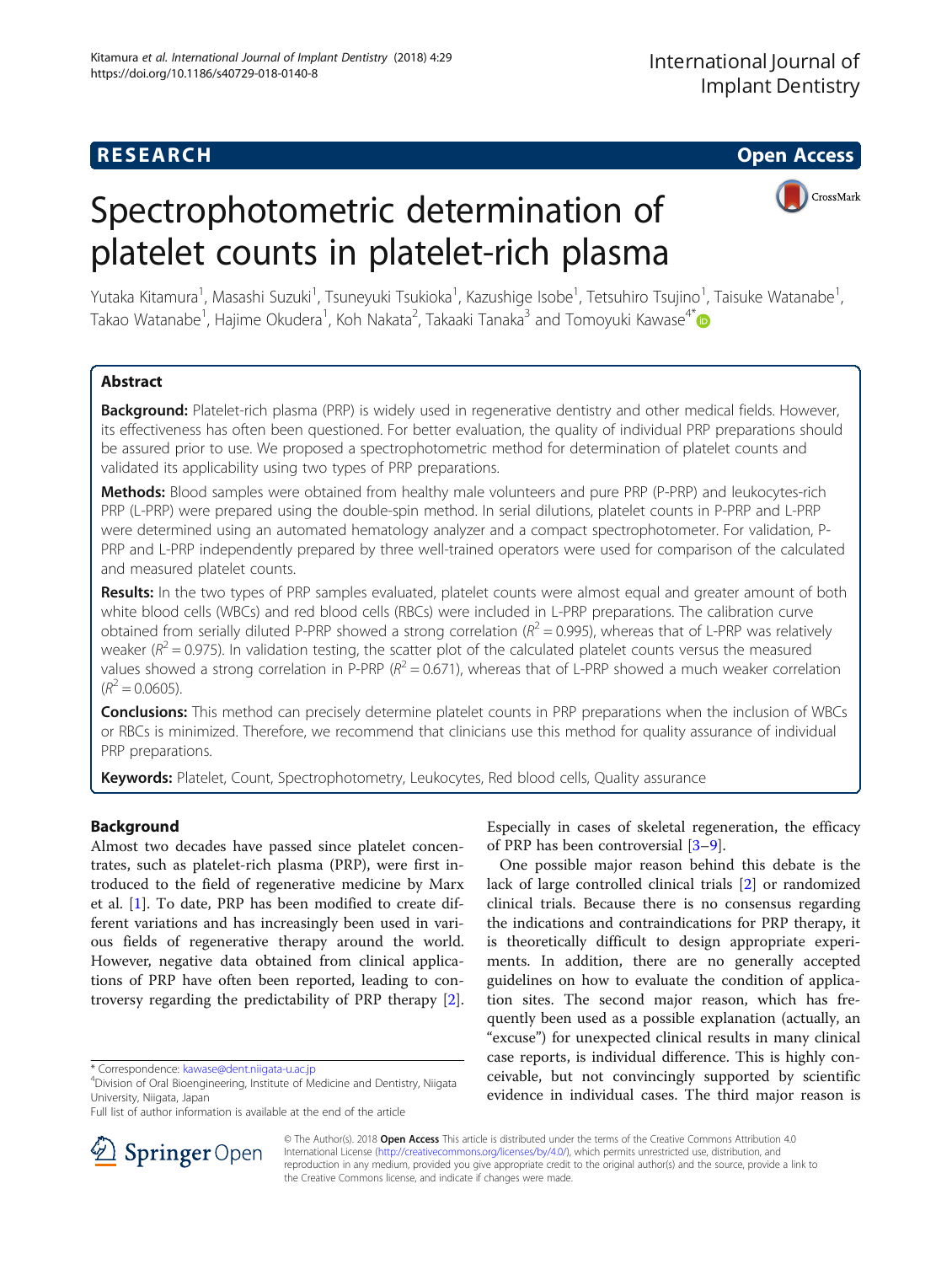RESEARCH Open Access

# Spectrophotometric determination of platelet counts in platelet-rich plasma

Yutaka Kitamura[1], Masashi Suzuki[1], Tsuneyuki Tsukioka[1], Kazushige Isobe[1], Tetsuhiro Tsujino[1], Taisuke Watanabe[1], Takao Watanabe[1], Hajime Okudera[1], Koh Nakata[2], Takaaki Tanaka[3] and Tomoyuki Kawase[4*]

## Abstract

**Background:** Platelet-rich plasma (PRP) is widely used in regenerative dentistry and other medical fields. However, its effectiveness has often been questioned. For better evaluation, the quality of individual PRP preparations should be assured prior to use. We proposed a spectrophotometric method for determination of platelet counts and validated its applicability using two types of PRP preparations.

**Methods:** Blood samples were obtained from healthy male volunteers and pure PRP (P-PRP) and leukocytes-rich PRP (L-PRP) were prepared using the double-spin method. In serial dilutions, platelet counts in P-PRP and L-PRP were determined using an automated hematology analyzer and a compact spectrophotometer. For validation, P-PRP and L-PRP independently prepared by three well-trained operators were used for comparison of the calculated and measured platelet counts.

**Results:** In the two types of PRP samples evaluated, platelet counts were almost equal and greater amount of both white blood cells (WBCs) and red blood cells (RBCs) were included in L-PRP preparations. The calibration curve obtained from serially diluted P-PRP showed a strong correlation ($R^2 = 0.995$), whereas that of L-PRP was relatively weaker ($R^2 = 0.975$). In validation testing, the scatter plot of the calculated platelet counts versus the measured values showed a strong correlation in P-PRP ($R^2 = 0.671$), whereas that of L-PRP showed a much weaker correlation ($R^2 = 0.0605$).

**Conclusions:** This method can precisely determine platelet counts in PRP preparations when the inclusion of WBCs or RBCs is minimized. Therefore, we recommend that clinicians use this method for quality assurance of individual PRP preparations.

**Keywords:** Platelet, Count, Spectrophotometry, Leukocytes, Red blood cells, Quality assurance

## Background

Almost two decades have passed since platelet concentrates, such as platelet-rich plasma (PRP), were first introduced to the field of regenerative medicine by Marx et al. [1]. To date, PRP has been modified to create different variations and has increasingly been used in various fields of regenerative therapy around the world. However, negative data obtained from clinical applications of PRP have often been reported, leading to controversy regarding the predictability of PRP therapy [2]. Especially in cases of skeletal regeneration, the efficacy of PRP has been controversial [3–9].

One possible major reason behind this debate is the lack of large controlled clinical trials [2] or randomized clinical trials. Because there is no consensus regarding the indications and contraindications for PRP therapy, it is theoretically difficult to design appropriate experiments. In addition, there are no generally accepted guidelines on how to evaluate the condition of application sites. The second major reason, which has frequently been used as a possible explanation (actually, an "excuse") for unexpected clinical results in many clinical case reports, is individual difference. This is highly conceivable, but not convincingly supported by scientific evidence in individual cases. The third major reason is

\* Correspondence: kawase@dent.niigata-u.ac.jp
[4]Division of Oral Bioengineering, Institute of Medicine and Dentistry, Niigata University, Niigata, Japan
Full list of author information is available at the end of the article

© The Author(s). 2018 **Open Access** This article is distributed under the terms of the Creative Commons Attribution 4.0 International License (http://creativecommons.org/licenses/by/4.0/), which permits unrestricted use, distribution, and reproduction in any medium, provided you give appropriate credit to the original author(s) and the source, provide a link to the Creative Commons license, and indicate if changes were made.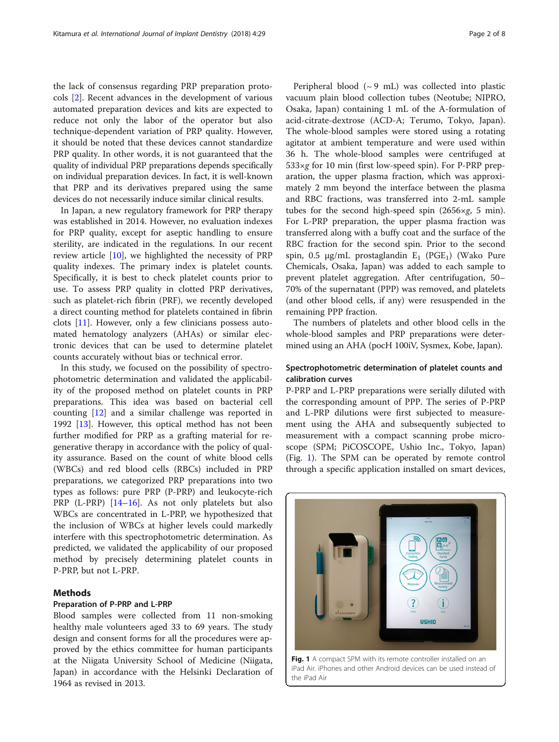the lack of consensus regarding PRP preparation protocols [2]. Recent advances in the development of various automated preparation devices and kits are expected to reduce not only the labor of the operator but also technique-dependent variation of PRP quality. However, it should be noted that these devices cannot standardize PRP quality. In other words, it is not guaranteed that the quality of individual PRP preparations depends specifically on individual preparation devices. In fact, it is well-known that PRP and its derivatives prepared using the same devices do not necessarily induce similar clinical results.

In Japan, a new regulatory framework for PRP therapy was established in 2014. However, no evaluation indexes for PRP quality, except for aseptic handling to ensure sterility, are indicated in the regulations. In our recent review article [10], we highlighted the necessity of PRP quality indexes. The primary index is platelet counts. Specifically, it is best to check platelet counts prior to use. To assess PRP quality in clotted PRP derivatives, such as platelet-rich fibrin (PRF), we recently developed a direct counting method for platelets contained in fibrin clots [11]. However, only a few clinicians possess automated hematology analyzers (AHAs) or similar electronic devices that can be used to determine platelet counts accurately without bias or technical error.

In this study, we focused on the possibility of spectrophotometric determination and validated the applicability of the proposed method on platelet counts in PRP preparations. This idea was based on bacterial cell counting [12] and a similar challenge was reported in 1992 [13]. However, this optical method has not been further modified for PRP as a grafting material for regenerative therapy in accordance with the policy of quality assurance. Based on the count of white blood cells (WBCs) and red blood cells (RBCs) included in PRP preparations, we categorized PRP preparations into two types as follows: pure PRP (P-PRP) and leukocyte-rich PRP (L-PRP) [14–16]. As not only platelets but also WBCs are concentrated in L-PRP, we hypothesized that the inclusion of WBCs at higher levels could markedly interfere with this spectrophotometric determination. As predicted, we validated the applicability of our proposed method by precisely determining platelet counts in P-PRP, but not L-PRP.

## Methods

### Preparation of P-PRP and L-PRP

Blood samples were collected from 11 non-smoking healthy male volunteers aged 33 to 69 years. The study design and consent forms for all the procedures were approved by the ethics committee for human participants at the Niigata University School of Medicine (Niigata, Japan) in accordance with the Helsinki Declaration of 1964 as revised in 2013.

Peripheral blood (~ 9 mL) was collected into plastic vacuum plain blood collection tubes (Neotube; NIPRO, Osaka, Japan) containing 1 mL of the A-formulation of acid-citrate-dextrose (ACD-A; Terumo, Tokyo, Japan). The whole-blood samples were stored using a rotating agitator at ambient temperature and were used within 36 h. The whole-blood samples were centrifuged at 533×*g* for 10 min (first low-speed spin). For P-PRP preparation, the upper plasma fraction, which was approximately 2 mm beyond the interface between the plasma and RBC fractions, was transferred into 2-mL sample tubes for the second high-speed spin (2656×*g*, 5 min). For L-PRP preparation, the upper plasma fraction was transferred along with a buffy coat and the surface of the RBC fraction for the second spin. Prior to the second spin, 0.5 μg/mL prostaglandin $E_1$ ($PGE_1$) (Wako Pure Chemicals, Osaka, Japan) was added to each sample to prevent platelet aggregation. After centrifugation, 50–70% of the supernatant (PPP) was removed, and platelets (and other blood cells, if any) were resuspended in the remaining PPP fraction.

The numbers of platelets and other blood cells in the whole-blood samples and PRP preparations were determined using an AHA (pocH 100iV, Sysmex, Kobe, Japan).

### Spectrophotometric determination of platelet counts and calibration curves

P-PRP and L-PRP preparations were serially diluted with the corresponding amount of PPP. The series of P-PRP and L-PRP dilutions were first subjected to measurement using the AHA and subsequently subjected to measurement with a compact scanning probe microscope (SPM; PiCOSCOPE, Ushio Inc., Tokyo, Japan) (Fig. 1). The SPM can be operated by remote control through a specific application installed on smart devices,

**Fig. 1** A compact SPM with its remote controller installed on an iPad Air. iPhones and other Android devices can be used instead of the iPad Air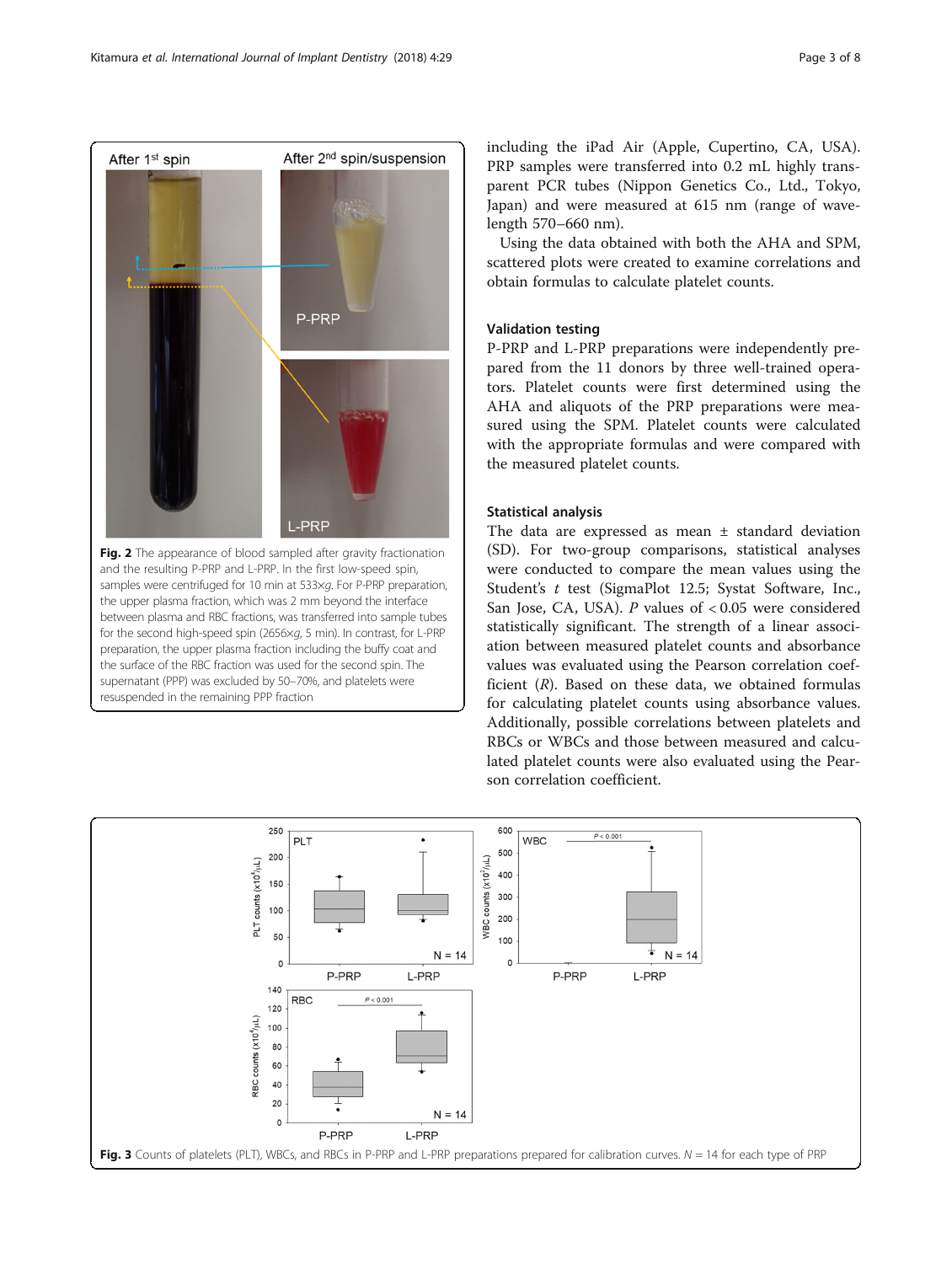Fig. 2 The appearance of blood sampled after gravity fractionation and the resulting P-PRP and L-PRP. In the first low-speed spin, samples were centrifuged for 10 min at 533×*g*. For P-PRP preparation, the upper plasma fraction, which was 2 mm beyond the interface between plasma and RBC fractions, was transferred into sample tubes for the second high-speed spin (2656×*g*, 5 min). In contrast, for L-PRP preparation, the upper plasma fraction including the buffy coat and the surface of the RBC fraction was used for the second spin. The supernatant (PPP) was excluded by 50–70%, and platelets were resuspended in the remaining PPP fraction

including the iPad Air (Apple, Cupertino, CA, USA). PRP samples were transferred into 0.2 mL highly transparent PCR tubes (Nippon Genetics Co., Ltd., Tokyo, Japan) and were measured at 615 nm (range of wavelength 570–660 nm).

Using the data obtained with both the AHA and SPM, scattered plots were created to examine correlations and obtain formulas to calculate platelet counts.

### Validation testing

P-PRP and L-PRP preparations were independently prepared from the 11 donors by three well-trained operators. Platelet counts were first determined using the AHA and aliquots of the PRP preparations were measured using the SPM. Platelet counts were calculated with the appropriate formulas and were compared with the measured platelet counts.

### Statistical analysis

The data are expressed as mean ± standard deviation (SD). For two-group comparisons, statistical analyses were conducted to compare the mean values using the Student's *t* test (SigmaPlot 12.5; Systat Software, Inc., San Jose, CA, USA). *P* values of < 0.05 were considered statistically significant. The strength of a linear association between measured platelet counts and absorbance values was evaluated using the Pearson correlation coefficient (*R*). Based on these data, we obtained formulas for calculating platelet counts using absorbance values. Additionally, possible correlations between platelets and RBCs or WBCs and those between measured and calculated platelet counts were also evaluated using the Pearson correlation coefficient.

Fig. 3 Counts of platelets (PLT), WBCs, and RBCs in P-PRP and L-PRP preparations prepared for calibration curves. $N = 14$ for each type of PRP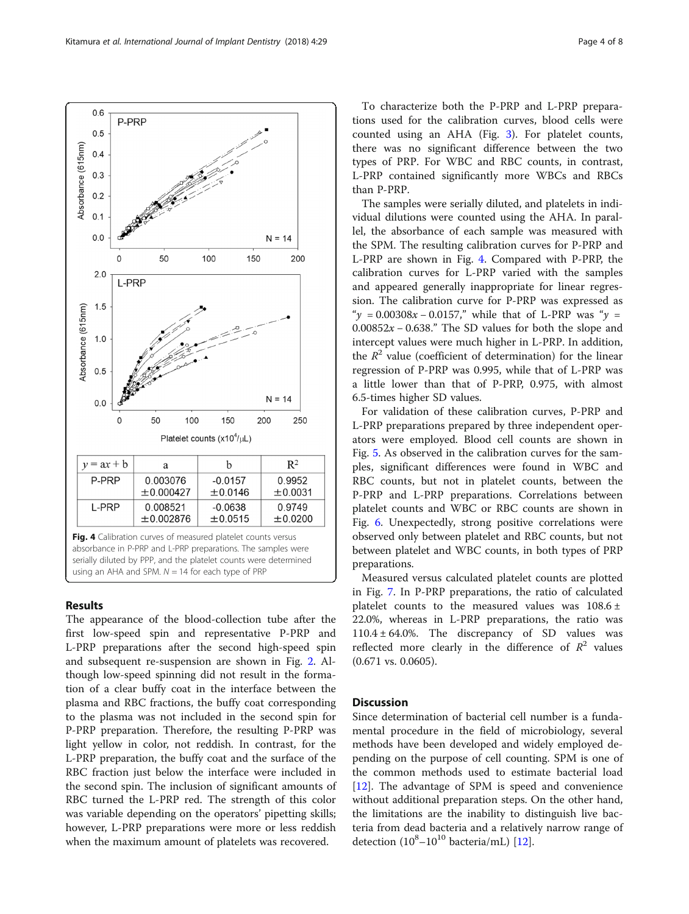| $y = ax + b$ | a | b | $R^2$ |
|---|---|---|---|
| P-PRP | 0.003076 ±0.000427 | -0.0157 ±0.0146 | 0.9952 ±0.0031 |
| L-PRP | 0.008521 ±0.002876 | -0.0638 ±0.0515 | 0.9749 ±0.0200 |

**Fig. 4** Calibration curves of measured platelet counts versus absorbance in P-PRP and L-PRP preparations. The samples were serially diluted by PPP, and the platelet counts were determined using an AHA and SPM. $N = 14$ for each type of PRP

## Results

The appearance of the blood-collection tube after the first low-speed spin and representative P-PRP and L-PRP preparations after the second high-speed spin and subsequent re-suspension are shown in Fig. 2. Although low-speed spinning did not result in the formation of a clear buffy coat in the interface between the plasma and RBC fractions, the buffy coat corresponding to the plasma was not included in the second spin for P-PRP preparation. Therefore, the resulting P-PRP was light yellow in color, not reddish. In contrast, for the L-PRP preparation, the buffy coat and the surface of the RBC fraction just below the interface were included in the second spin. The inclusion of significant amounts of RBC turned the L-PRP red. The strength of this color was variable depending on the operators' pipetting skills; however, L-PRP preparations were more or less reddish when the maximum amount of platelets was recovered.

To characterize both the P-PRP and L-PRP preparations used for the calibration curves, blood cells were counted using an AHA (Fig. 3). For platelet counts, there was no significant difference between the two types of PRP. For WBC and RBC counts, in contrast, L-PRP contained significantly more WBCs and RBCs than P-PRP.

The samples were serially diluted, and platelets in individual dilutions were counted using the AHA. In parallel, the absorbance of each sample was measured with the SPM. The resulting calibration curves for P-PRP and L-PRP are shown in Fig. 4. Compared with P-PRP, the calibration curves for L-PRP varied with the samples and appeared generally inappropriate for linear regression. The calibration curve for P-PRP was expressed as "$y = 0.00308x - 0.0157$," while that of L-PRP was "$y = 0.00852x - 0.638$." The SD values for both the slope and intercept values were much higher in L-PRP. In addition, the $R^2$ value (coefficient of determination) for the linear regression of P-PRP was 0.995, while that of L-PRP was a little lower than that of P-PRP, 0.975, with almost 6.5-times higher SD values.

For validation of these calibration curves, P-PRP and L-PRP preparations prepared by three independent operators were employed. Blood cell counts are shown in Fig. 5. As observed in the calibration curves for the samples, significant differences were found in WBC and RBC counts, but not in platelet counts, between the P-PRP and L-PRP preparations. Correlations between platelet counts and WBC or RBC counts are shown in Fig. 6. Unexpectedly, strong positive correlations were observed only between platelet and RBC counts, but not between platelet and WBC counts, in both types of PRP preparations.

Measured versus calculated platelet counts are plotted in Fig. 7. In P-PRP preparations, the ratio of calculated platelet counts to the measured values was 108.6 ± 22.0%, whereas in L-PRP preparations, the ratio was 110.4 ± 64.0%. The discrepancy of SD values was reflected more clearly in the difference of $R^2$ values (0.671 vs. 0.0605).

## Discussion

Since determination of bacterial cell number is a fundamental procedure in the field of microbiology, several methods have been developed and widely employed depending on the purpose of cell counting. SPM is one of the common methods used to estimate bacterial load [12]. The advantage of SPM is speed and convenience without additional preparation steps. On the other hand, the limitations are the inability to distinguish live bacteria from dead bacteria and a relatively narrow range of detection ($10^8$–$10^{10}$ bacteria/mL) [12].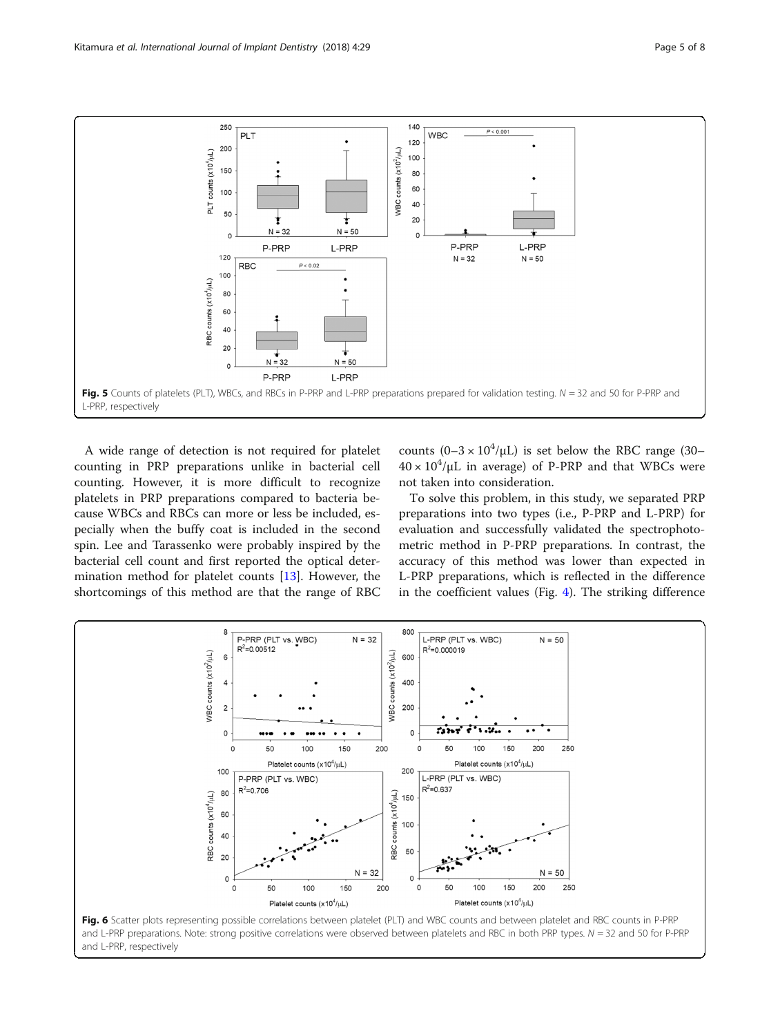Fig. 5 Counts of platelets (PLT), WBCs, and RBCs in P-PRP and L-PRP preparations prepared for validation testing. *N* = 32 and 50 for P-PRP and L-PRP, respectively

A wide range of detection is not required for platelet counting in PRP preparations unlike in bacterial cell counting. However, it is more difficult to recognize platelets in PRP preparations compared to bacteria because WBCs and RBCs can more or less be included, especially when the buffy coat is included in the second spin. Lee and Tarassenko were probably inspired by the bacterial cell count and first reported the optical determination method for platelet counts [13]. However, the shortcomings of this method are that the range of RBC counts ($0–3 \times 10^4/\mu L$) is set below the RBC range ($30–40 \times 10^4/\mu L$ in average) of P-PRP and that WBCs were not taken into consideration.

To solve this problem, in this study, we separated PRP preparations into two types (i.e., P-PRP and L-PRP) for evaluation and successfully validated the spectrophotometric method in P-PRP preparations. In contrast, the accuracy of this method was lower than expected in L-PRP preparations, which is reflected in the difference in the coefficient values (Fig. 4). The striking difference

Fig. 6 Scatter plots representing possible correlations between platelet (PLT) and WBC counts and between platelet and RBC counts in P-PRP and L-PRP preparations. Note: strong positive correlations were observed between platelets and RBC in both PRP types. *N* = 32 and 50 for P-PRP and L-PRP, respectively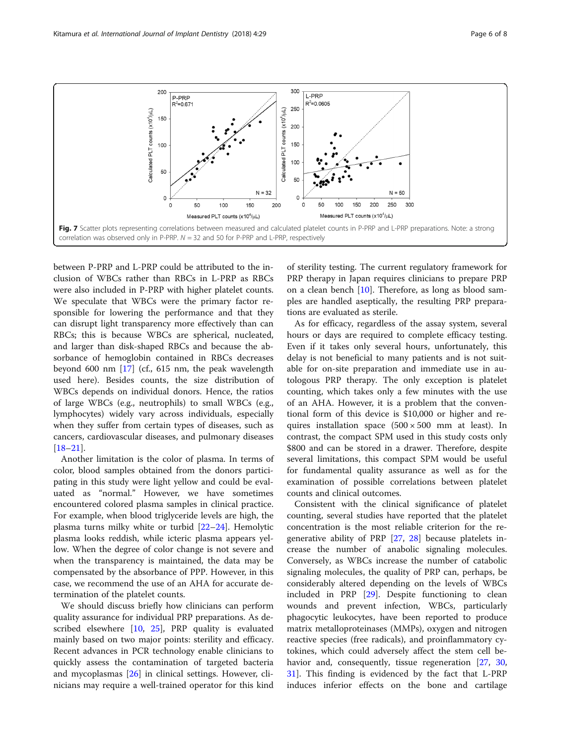**Fig. 7** Scatter plots representing correlations between measured and calculated platelet counts in P-PRP and L-PRP preparations. Note: a strong correlation was observed only in P-PRP. *N* = 32 and 50 for P-PRP and L-PRP, respectively

between P-PRP and L-PRP could be attributed to the inclusion of WBCs rather than RBCs in L-PRP as RBCs were also included in P-PRP with higher platelet counts. We speculate that WBCs were the primary factor responsible for lowering the performance and that they can disrupt light transparency more effectively than can RBCs; this is because WBCs are spherical, nucleated, and larger than disk-shaped RBCs and because the absorbance of hemoglobin contained in RBCs decreases beyond 600 nm [17] (cf., 615 nm, the peak wavelength used here). Besides counts, the size distribution of WBCs depends on individual donors. Hence, the ratios of large WBCs (e.g., neutrophils) to small WBCs (e.g., lymphocytes) widely vary across individuals, especially when they suffer from certain types of diseases, such as cancers, cardiovascular diseases, and pulmonary diseases [18–21].

Another limitation is the color of plasma. In terms of color, blood samples obtained from the donors participating in this study were light yellow and could be evaluated as "normal." However, we have sometimes encountered colored plasma samples in clinical practice. For example, when blood triglyceride levels are high, the plasma turns milky white or turbid [22–24]. Hemolytic plasma looks reddish, while icteric plasma appears yellow. When the degree of color change is not severe and when the transparency is maintained, the data may be compensated by the absorbance of PPP. However, in this case, we recommend the use of an AHA for accurate determination of the platelet counts.

We should discuss briefly how clinicians can perform quality assurance for individual PRP preparations. As described elsewhere [10, 25], PRP quality is evaluated mainly based on two major points: sterility and efficacy. Recent advances in PCR technology enable clinicians to quickly assess the contamination of targeted bacteria and mycoplasmas [26] in clinical settings. However, clinicians may require a well-trained operator for this kind of sterility testing. The current regulatory framework for PRP therapy in Japan requires clinicians to prepare PRP on a clean bench [10]. Therefore, as long as blood samples are handled aseptically, the resulting PRP preparations are evaluated as sterile.

As for efficacy, regardless of the assay system, several hours or days are required to complete efficacy testing. Even if it takes only several hours, unfortunately, this delay is not beneficial to many patients and is not suitable for on-site preparation and immediate use in autologous PRP therapy. The only exception is platelet counting, which takes only a few minutes with the use of an AHA. However, it is a problem that the conventional form of this device is $10,000 or higher and requires installation space (500 × 500 mm at least). In contrast, the compact SPM used in this study costs only $800 and can be stored in a drawer. Therefore, despite several limitations, this compact SPM would be useful for fundamental quality assurance as well as for the examination of possible correlations between platelet counts and clinical outcomes.

Consistent with the clinical significance of platelet counting, several studies have reported that the platelet concentration is the most reliable criterion for the regenerative ability of PRP [27, 28] because platelets increase the number of anabolic signaling molecules. Conversely, as WBCs increase the number of catabolic signaling molecules, the quality of PRP can, perhaps, be considerably altered depending on the levels of WBCs included in PRP [29]. Despite functioning to clean wounds and prevent infection, WBCs, particularly phagocytic leukocytes, have been reported to produce matrix metalloproteinases (MMPs), oxygen and nitrogen reactive species (free radicals), and proinflammatory cytokines, which could adversely affect the stem cell behavior and, consequently, tissue regeneration [27, 30, 31]. This finding is evidenced by the fact that L-PRP induces inferior effects on the bone and cartilage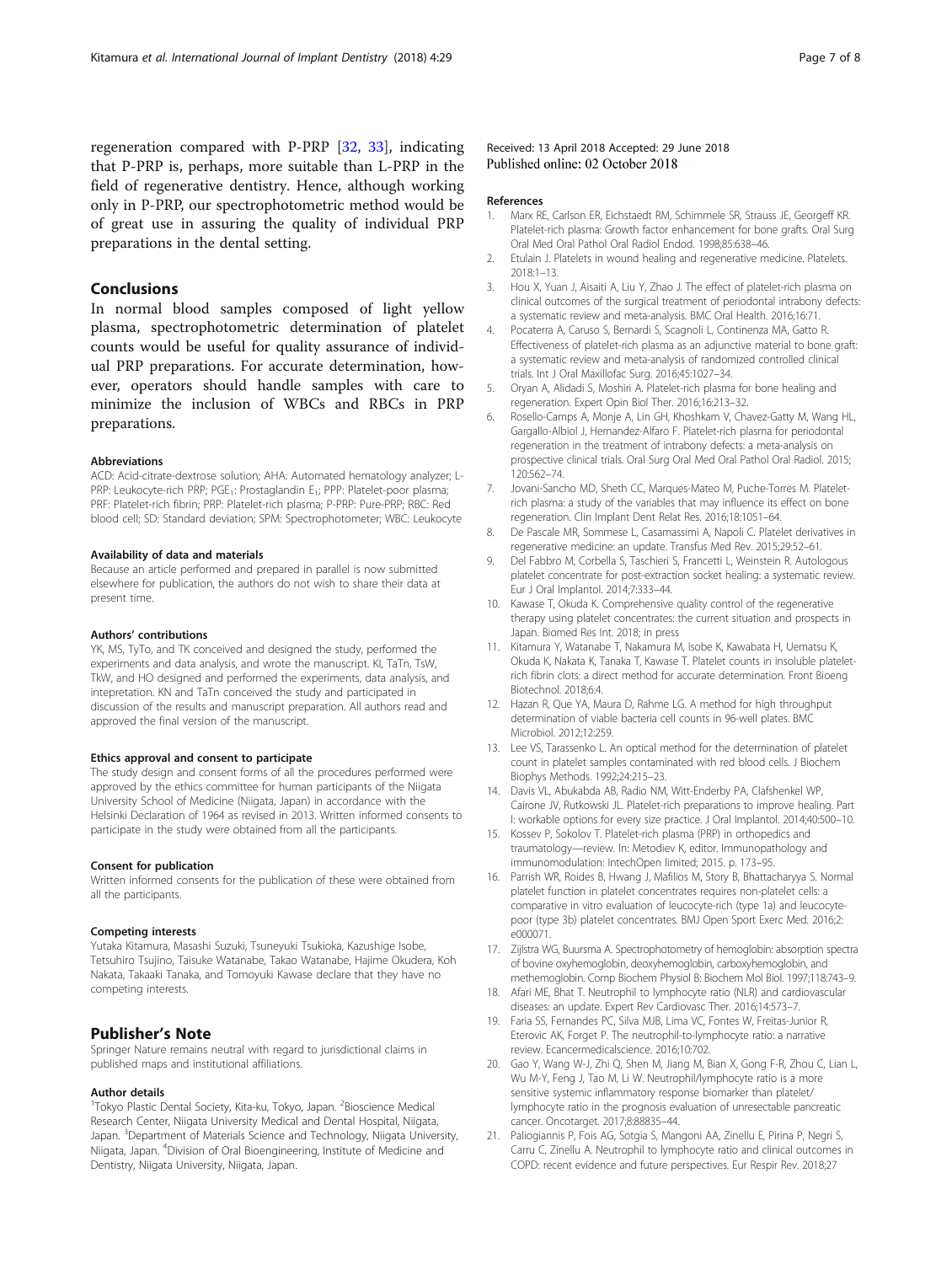regeneration compared with P-PRP [32, 33], indicating that P-PRP is, perhaps, more suitable than L-PRP in the field of regenerative dentistry. Hence, although working only in P-PRP, our spectrophotometric method would be of great use in assuring the quality of individual PRP preparations in the dental setting.

## Conclusions

In normal blood samples composed of light yellow plasma, spectrophotometric determination of platelet counts would be useful for quality assurance of individual PRP preparations. For accurate determination, however, operators should handle samples with care to minimize the inclusion of WBCs and RBCs in PRP preparations.

#### Abbreviations

ACD: Acid-citrate-dextrose solution; AHA: Automated hematology analyzer; L-PRP: Leukocyte-rich PRP; $PGE_1$: Prostaglandin $E_1$; PPP: Platelet-poor plasma; PRF: Platelet-rich fibrin; PRP: Platelet-rich plasma; P-PRP: Pure-PRP; RBC: Red blood cell; SD: Standard deviation; SPM: Spectrophotometer; WBC: Leukocyte

#### Availability of data and materials

Because an article performed and prepared in parallel is now submitted elsewhere for publication, the authors do not wish to share their data at present time.

#### Authors' contributions

YK, MS, TyTo, and TK conceived and designed the study, performed the experiments and data analysis, and wrote the manuscript. KI, TaTn, TsW, TkW, and HO designed and performed the experiments, data analysis, and intepretation. KN and TaTn conceived the study and participated in discussion of the results and manuscript preparation. All authors read and approved the final version of the manuscript.

#### Ethics approval and consent to participate

The study design and consent forms of all the procedures performed were approved by the ethics committee for human participants of the Niigata University School of Medicine (Niigata, Japan) in accordance with the Helsinki Declaration of 1964 as revised in 2013. Written informed consents to participate in the study were obtained from all the participants.

#### Consent for publication

Written informed consents for the publication of these were obtained from all the participants.

#### Competing interests

Yutaka Kitamura, Masashi Suzuki, Tsuneyuki Tsukioka, Kazushige Isobe, Tetsuhiro Tsujino, Taisuke Watanabe, Takao Watanabe, Hajime Okudera, Koh Nakata, Takaaki Tanaka, and Tomoyuki Kawase declare that they have no competing interests.

## Publisher's Note

Springer Nature remains neutral with regard to jurisdictional claims in published maps and institutional affiliations.

#### Author details

[1]Tokyo Plastic Dental Society, Kita-ku, Tokyo, Japan. [2]Bioscience Medical Research Center, Niigata University Medical and Dental Hospital, Niigata, Japan. [3]Department of Materials Science and Technology, Niigata University, Niigata, Japan. [4]Division of Oral Bioengineering, Institute of Medicine and Dentistry, Niigata University, Niigata, Japan.

Received: 13 April 2018 Accepted: 29 June 2018
Published online: 02 October 2018

#### References

1. Marx RE, Carlson ER, Eichstaedt RM, Schimmele SR, Strauss JE, Georgeff KR. Platelet-rich plasma: Growth factor enhancement for bone grafts. Oral Surg Oral Med Oral Pathol Oral Radiol Endod. 1998;85:638–46.
2. Etulain J. Platelets in wound healing and regenerative medicine. Platelets. 2018:1–13.
3. Hou X, Yuan J, Aisaiti A, Liu Y, Zhao J. The effect of platelet-rich plasma on clinical outcomes of the surgical treatment of periodontal intrabony defects: a systematic review and meta-analysis. BMC Oral Health. 2016;16:71.
4. Pocaterra A, Caruso S, Bernardi S, Scagnoli L, Continenza MA, Gatto R. Effectiveness of platelet-rich plasma as an adjunctive material to bone graft: a systematic review and meta-analysis of randomized controlled clinical trials. Int J Oral Maxillofac Surg. 2016;45:1027–34.
5. Oryan A, Alidadi S, Moshiri A. Platelet-rich plasma for bone healing and regeneration. Expert Opin Biol Ther. 2016;16:213–32.
6. Rosello-Camps A, Monje A, Lin GH, Khoshkam V, Chavez-Gatty M, Wang HL, Gargallo-Albiol J, Hernandez-Alfaro F. Platelet-rich plasma for periodontal regeneration in the treatment of intrabony defects: a meta-analysis on prospective clinical trials. Oral Surg Oral Med Oral Pathol Oral Radiol. 2015; 120:562–74.
7. Jovani-Sancho MD, Sheth CC, Marques-Mateo M, Puche-Torres M. Platelet-rich plasma: a study of the variables that may influence its effect on bone regeneration. Clin Implant Dent Relat Res. 2016;18:1051–64.
8. De Pascale MR, Sommese L, Casamassimi A, Napoli C. Platelet derivatives in regenerative medicine: an update. Transfus Med Rev. 2015;29:52–61.
9. Del Fabbro M, Corbella S, Taschieri S, Francetti L, Weinstein R. Autologous platelet concentrate for post-extraction socket healing: a systematic review. Eur J Oral Implantol. 2014;7:333–44.
10. Kawase T, Okuda K. Comprehensive quality control of the regenerative therapy using platelet concentrates: the current situation and prospects in Japan. Biomed Res Int. 2018; in press
11. Kitamura Y, Watanabe T, Nakamura M, Isobe K, Kawabata H, Uematsu K, Okuda K, Nakata K, Tanaka T, Kawase T. Platelet counts in insoluble platelet-rich fibrin clots: a direct method for accurate determination. Front Bioeng Biotechnol. 2018;6:4.
12. Hazan R, Que YA, Maura D, Rahme LG. A method for high throughput determination of viable bacteria cell counts in 96-well plates. BMC Microbiol. 2012;12:259.
13. Lee VS, Tarassenko L. An optical method for the determination of platelet count in platelet samples contaminated with red blood cells. J Biochem Biophys Methods. 1992;24:215–23.
14. Davis VL, Abukabda AB, Radio NM, Witt-Enderby PA, Clafshenkel WP, Cairone JV, Rutkowski JL. Platelet-rich preparations to improve healing. Part I: workable options for every size practice. J Oral Implantol. 2014;40:500–10.
15. Kossev P, Sokolov T. Platelet-rich plasma (PRP) in orthopedics and traumatology—review. In: Metodiev K, editor. Immunopathology and immunomodulation: IntechOpen limited; 2015. p. 173–95.
16. Parrish WR, Roides B, Hwang J, Mafilios M, Story B, Bhattacharyya S. Normal platelet function in platelet concentrates requires non-platelet cells: a comparative in vitro evaluation of leucocyte-rich (type 1a) and leucocyte-poor (type 3b) platelet concentrates. BMJ Open Sport Exerc Med. 2016;2: e000071.
17. Zijlstra WG, Buursma A. Spectrophotometry of hemoglobin: absorption spectra of bovine oxyhemoglobin, deoxyhemoglobin, carboxyhemoglobin, and methemoglobin. Comp Biochem Physiol B: Biochem Mol Biol. 1997;118:743–9.
18. Afari ME, Bhat T. Neutrophil to lymphocyte ratio (NLR) and cardiovascular diseases: an update. Expert Rev Cardiovasc Ther. 2016;14:573–7.
19. Faria SS, Fernandes PC, Silva MJB, Lima VC, Fontes W, Freitas-Junior R, Eterovic AK, Forget P. The neutrophil-to-lymphocyte ratio: a narrative review. Ecancermedicalscience. 2016;10:702.
20. Gao Y, Wang W-J, Zhi Q, Shen M, Jiang M, Bian X, Gong F-R, Zhou C, Lian L, Wu M-Y, Feng J, Tao M, Li W. Neutrophil/lymphocyte ratio is a more sensitive systemic inflammatory response biomarker than platelet/lymphocyte ratio in the prognosis evaluation of unresectable pancreatic cancer. Oncotarget. 2017;8:88835–44.
21. Paliogiannis P, Fois AG, Sotgia S, Mangoni AA, Zinellu E, Pirina P, Negri S, Carru C, Zinellu A. Neutrophil to lymphocyte ratio and clinical outcomes in COPD: recent evidence and future perspectives. Eur Respir Rev. 2018;27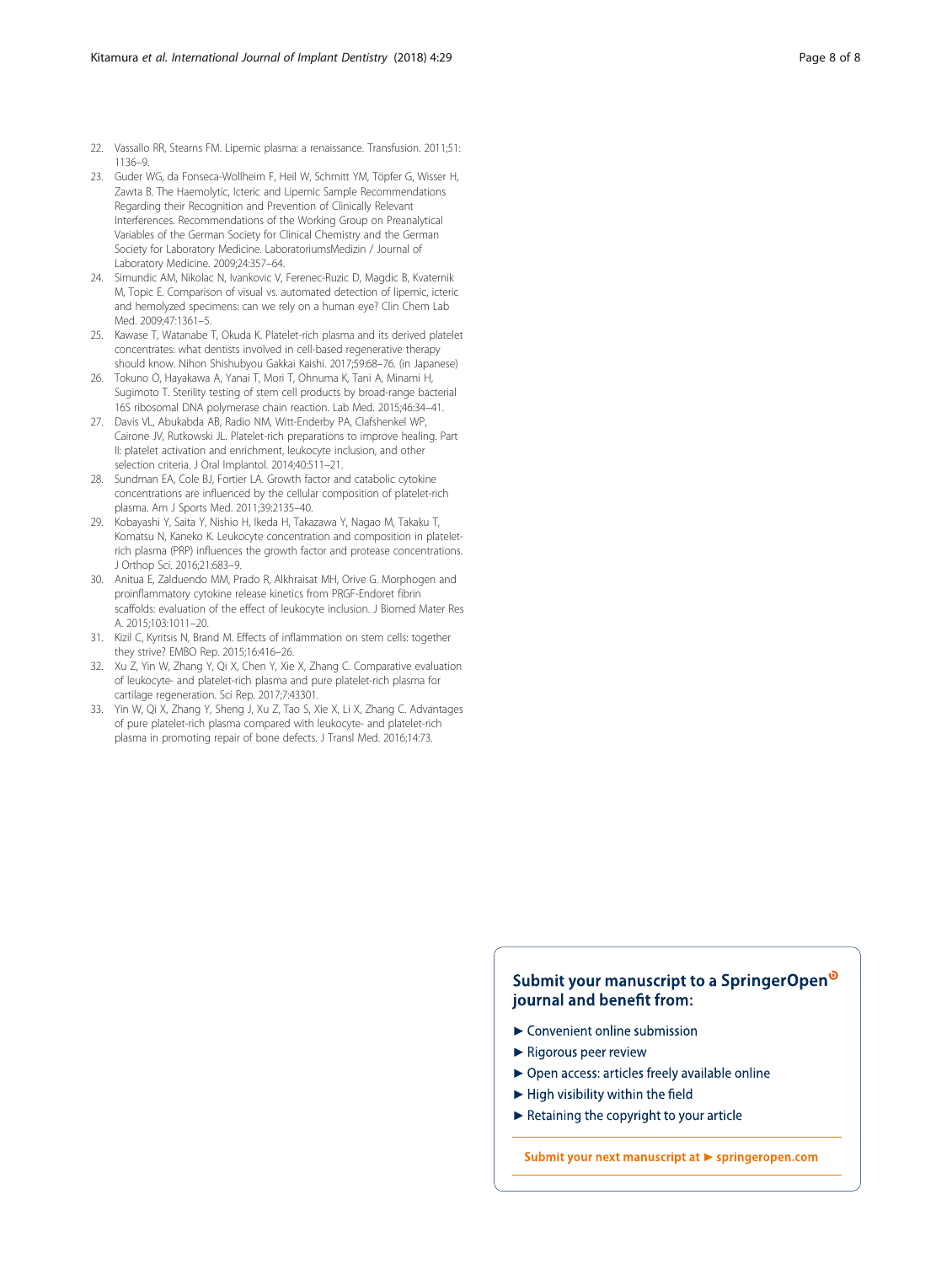22. Vassallo RR, Stearns FM. Lipemic plasma: a renaissance. Transfusion. 2011;51:1136–9.
23. Guder WG, da Fonseca-Wollheim F, Heil W, Schmitt YM, Töpfer G, Wisser H, Zawta B. The Haemolytic, Icteric and Lipemic Sample Recommendations Regarding their Recognition and Prevention of Clinically Relevant Interferences. Recommendations of the Working Group on Preanalytical Variables of the German Society for Clinical Chemistry and the German Society for Laboratory Medicine. LaboratoriumsMedizin / Journal of Laboratory Medicine. 2009;24:357–64.
24. Simundic AM, Nikolac N, Ivankovic V, Ferenec-Ruzic D, Magdic B, Kvaternik M, Topic E. Comparison of visual vs. automated detection of lipemic, icteric and hemolyzed specimens: can we rely on a human eye? Clin Chem Lab Med. 2009;47:1361–5.
25. Kawase T, Watanabe T, Okuda K. Platelet-rich plasma and its derived platelet concentrates: what dentists involved in cell-based regenerative therapy should know. Nihon Shishubyou Gakkai Kaishi. 2017;59:68–76. (in Japanese)
26. Tokuno O, Hayakawa A, Yanai T, Mori T, Ohnuma K, Tani A, Minami H, Sugimoto T. Sterility testing of stem cell products by broad-range bacterial 16S ribosomal DNA polymerase chain reaction. Lab Med. 2015;46:34–41.
27. Davis VL, Abukabda AB, Radio NM, Witt-Enderby PA, Clafshenkel WP, Cairone JV, Rutkowski JL. Platelet-rich preparations to improve healing. Part II: platelet activation and enrichment, leukocyte inclusion, and other selection criteria. J Oral Implantol. 2014;40:511–21.
28. Sundman EA, Cole BJ, Fortier LA. Growth factor and catabolic cytokine concentrations are influenced by the cellular composition of platelet-rich plasma. Am J Sports Med. 2011;39:2135–40.
29. Kobayashi Y, Saita Y, Nishio H, Ikeda H, Takazawa Y, Nagao M, Takaku T, Komatsu N, Kaneko K. Leukocyte concentration and composition in platelet-rich plasma (PRP) influences the growth factor and protease concentrations. J Orthop Sci. 2016;21:683–9.
30. Anitua E, Zalduendo MM, Prado R, Alkhraisat MH, Orive G. Morphogen and proinflammatory cytokine release kinetics from PRGF-Endoret fibrin scaffolds: evaluation of the effect of leukocyte inclusion. J Biomed Mater Res A. 2015;103:1011–20.
31. Kizil C, Kyritsis N, Brand M. Effects of inflammation on stem cells: together they strive? EMBO Rep. 2015;16:416–26.
32. Xu Z, Yin W, Zhang Y, Qi X, Chen Y, Xie X, Zhang C. Comparative evaluation of leukocyte- and platelet-rich plasma and pure platelet-rich plasma for cartilage regeneration. Sci Rep. 2017;7:43301.
33. Yin W, Qi X, Zhang Y, Sheng J, Xu Z, Tao S, Xie X, Li X, Zhang C. Advantages of pure platelet-rich plasma compared with leukocyte- and platelet-rich plasma in promoting repair of bone defects. J Transl Med. 2016;14:73.

**Submit your manuscript to a SpringerOpen journal and benefit from:**

- ► Convenient online submission
- ► Rigorous peer review
- ► Open access: articles freely available online
- ► High visibility within the field
- ► Retaining the copyright to your article

**Submit your next manuscript at ► springeropen.com**